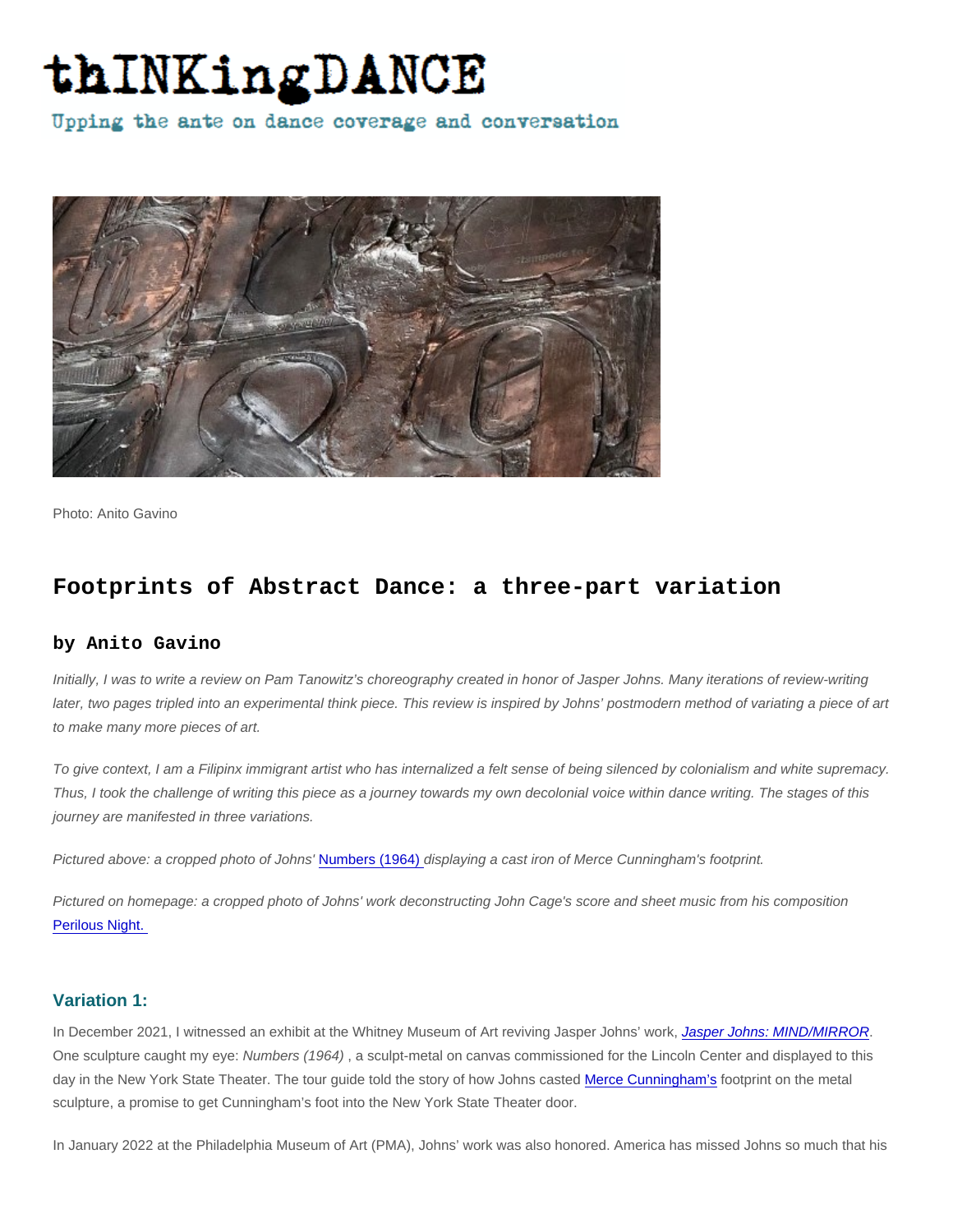# thINKingDANCE

Upping the ante on dance coverage and conversation

Photo: Anito Gavino

## Footprints of Abstract Dance: a three-part variation

### by Anito Gavino

*Initially, I was to write a review on Pam Tanowitz's choreography created in honor of Jasper Johns. Many iterations of review-writing later, two pages tripled into an experimental think piece. This review is inspired by Johns' postmodern method of variating a piece of art to make many more pieces of art.*

*To give context, I am a Filipinx immigrant artist who has internalized a felt sense of being silenced by colonialism and white supremacy. Thus, I took the challenge of writing this piece as a journey towards my own decolonial voice within dance writing. The stages of this journey are manifested in three variations.*

*Pictured above: a cropped photo of Johns' Numbers (1964) displaying a cast iron of Merce Cunningham's footprint.*

*Pictured on homepage: a cropped photo of Johns' work deconstructing John Cage's score and sheet music from his composition Perilous Night.*

### Variation 1:

In December 2021, I witnessed an exhibit at the Whitney Museum of Art reviving Jasper Johns' work, *Jasper Johns: MIND/MIRROR*. One sculpture caught my eye: *Numbers (1964)* , a sculpt-metal on canvas commissioned for the Lincoln Center and displayed to this day in the New York State Theater. The tour guide told the story of how Johns casted Merce Cunningham's footprint on the metal sculpture, a promise to get Cunningham's foot into the New York State Theater door.

In January 2022 at the Philadelphia Museum of Art (PMA), Johns' work was also honored. America has missed Johns so much that his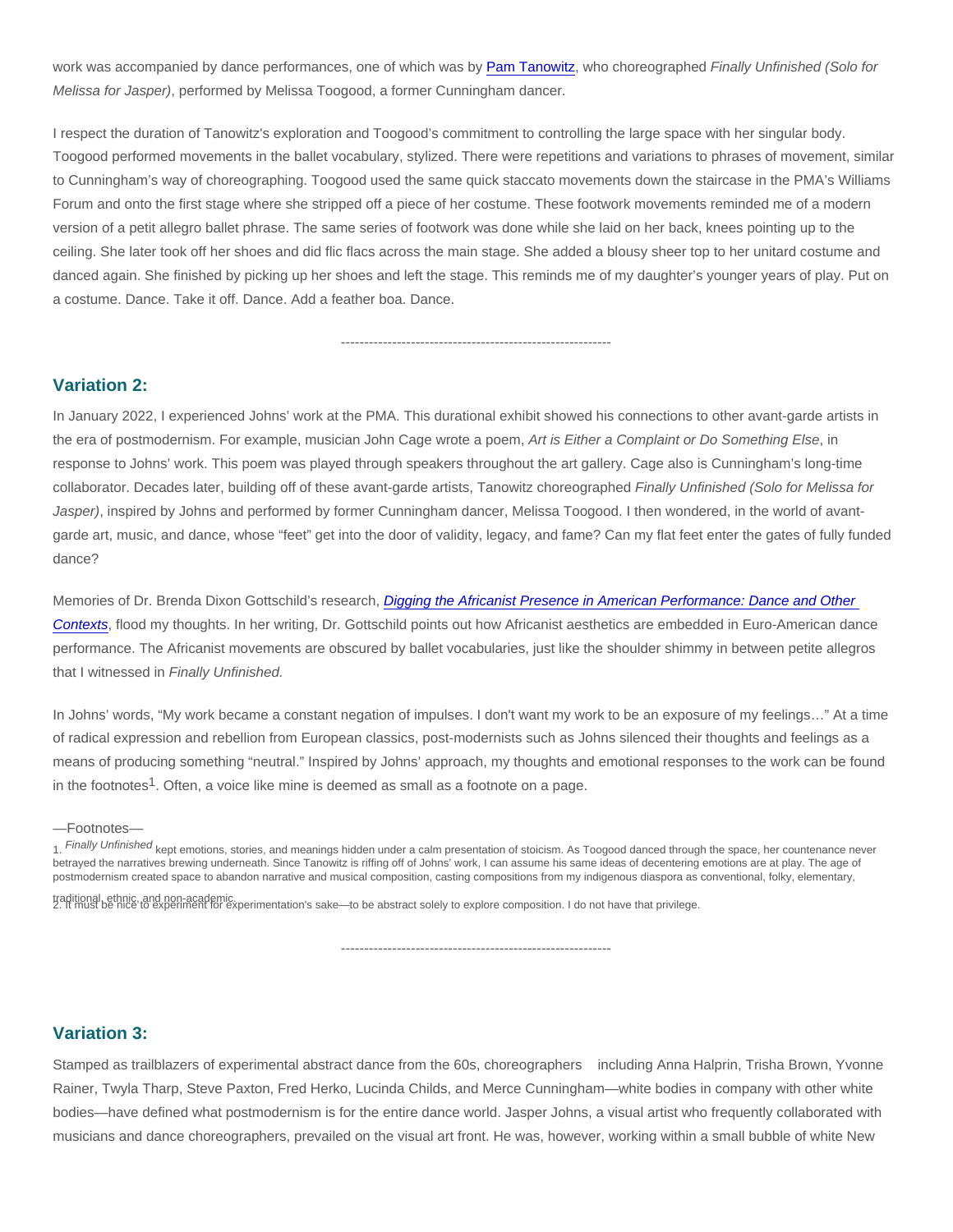work was accompanied by dance performances, one of which was by Pam Tanowitz, who choreographed *Finally Unfinished (Solo for Melissa for Jasper)*, performed by Melissa Toogood, a former Cunningham dancer.

I respect the duration of Tanowitz's exploration and Toogood's commitment to controlling the large space with her singular body. Toogood performed movements in the ballet vocabulary, stylized. There were repetitions and variations to phrases of movement, similar to Cunningham's way of choreographing. Toogood used the same quick staccato movements down the staircase in the PMA's Williams Forum and onto the first stage where she stripped off a piece of her costume. These footwork movements reminded me of a modern version of a petit allegro ballet phrase. The same series of footwork was done while she laid on her back, knees pointing up to the ceiling. She later took off her shoes and did flic flacs across the main stage. She added a blousy sheer top to her unitard costume and danced again. She finished by picking up her shoes and left the stage. This reminds me of my daughter's younger years of play. Put on a costume. Dance. Take it off. Dance. Add a feather boa. Dance.

----------------------------------------------------------

## Variation 2:

In January 2022, I experienced Johns' work at the PMA. This durational exhibit showed his connections to other avant-garde artists in the era of postmodernism. For example, musician John Cage wrote a poem, *Art is Either a Complaint or Do Something Else*, in response to Johns' work. This poem was played through speakers throughout the art gallery. Cage also is Cunningham's long-time collaborator. Decades later, building off of these avant-garde artists, Tanowitz choreographed *Finally Unfinished (Solo for Melissa for Jasper)*, inspired by Johns and performed by former Cunningham dancer, Melissa Toogood. I then wondered, in the world of avant-garde art, music, and dance, whose "feet" get into the door of validity, legacy, and fame? Can my flat feet enter the gates of fully funded dance?

Memories of Dr. Brenda Dixon Gottschild's research, *Digging the Africanist Presence in American Performance: Dance and Other Contexts*, flood my thoughts. In her writing, Dr. Gottschild points out how Africanist aesthetics are embedded in Euro-American dance performance. The Africanist movements are obscured by ballet vocabularies, just like the shoulder shimmy in between petite allegros that I witnessed in *Finally Unfinished.*

In Johns' words, "My work became a constant negation of impulses. I don't want my work to be an exposure of my feelings…" At a time of radical expression and rebellion from European classics, post-modernists such as Johns silenced their thoughts and feelings as a means of producing something "neutral." Inspired by Johns' approach, my thoughts and emotional responses to the work can be found in the footnotes[1]. Often, a voice like mine is deemed as small as a footnote on a page.

—Footnotes—

1. *Finally Unfinished* kept emotions, stories, and meanings hidden under a calm presentation of stoicism. As Toogood danced through the space, her countenance never betrayed the narratives brewing underneath. Since Tanowitz is riffing off of Johns' work, I can assume his same ideas of decentering emotions are at play. The age of postmodernism created space to abandon narrative and musical composition, casting compositions from my indigenous diaspora as conventional, folky, elementary, traditional, ethnic, and non-academic.
2. It must be nice to experiment for experimentation's sake—to be abstract solely to explore composition. I do not have that privilege.

----------------------------------------------------------

## Variation 3:

Stamped as trailblazers of experimental abstract dance from the 60s, choreographers including Anna Halprin, Trisha Brown, Yvonne Rainer, Twyla Tharp, Steve Paxton, Fred Herko, Lucinda Childs, and Merce Cunningham—white bodies in company with other white bodies—have defined what postmodernism is for the entire dance world. Jasper Johns, a visual artist who frequently collaborated with musicians and dance choreographers, prevailed on the visual art front. He was, however, working within a small bubble of white New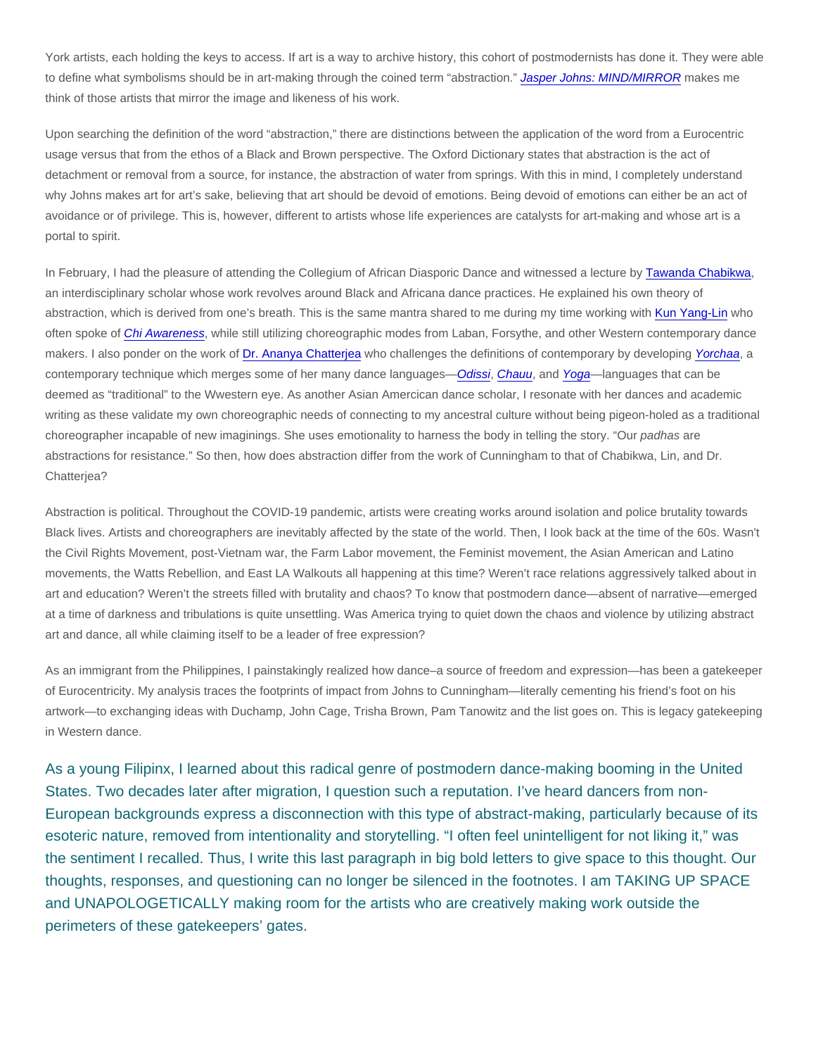York artists, each holding the keys to access. If art is a way to archive history, this cohort of postmodernists has done it. They were able to define what symbolisms should be in art-making through the coined term "abstraction." *Jasper Johns: MIND/MIRROR* makes me think of those artists that mirror the image and likeness of his work.

Upon searching the definition of the word "abstraction," there are distinctions between the application of the word from a Eurocentric usage versus that from the ethos of a Black and Brown perspective. The Oxford Dictionary states that abstraction is the act of detachment or removal from a source, for instance, the abstraction of water from springs. With this in mind, I completely understand why Johns makes art for art's sake, believing that art should be devoid of emotions. Being devoid of emotions can either be an act of avoidance or of privilege. This is, however, different to artists whose life experiences are catalysts for art-making and whose art is a portal to spirit.

In February, I had the pleasure of attending the Collegium of African Diasporic Dance and witnessed a lecture by Tawanda Chabikwa, an interdisciplinary scholar whose work revolves around Black and Africana dance practices. He explained his own theory of abstraction, which is derived from one's breath. This is the same mantra shared to me during my time working with Kun Yang-Lin who often spoke of *Chi Awareness*, while still utilizing choreographic modes from Laban, Forsythe, and other Western contemporary dance makers. I also ponder on the work of Dr. Ananya Chatterjea who challenges the definitions of contemporary by developing *Yorchaa*, a contemporary technique which merges some of her many dance languages—*Odissi*, *Chauu*, and *Yoga*—languages that can be deemed as "traditional" to the Wwestern eye. As another Asian Amercican dance scholar, I resonate with her dances and academic writing as these validate my own choreographic needs of connecting to my ancestral culture without being pigeon-holed as a traditional choreographer incapable of new imaginings. She uses emotionality to harness the body in telling the story. "Our *padhas* are abstractions for resistance." So then, how does abstraction differ from the work of Cunningham to that of Chabikwa, Lin, and Dr. Chatterjea?

Abstraction is political. Throughout the COVID-19 pandemic, artists were creating works around isolation and police brutality towards Black lives. Artists and choreographers are inevitably affected by the state of the world. Then, I look back at the time of the 60s. Wasn't the Civil Rights Movement, post-Vietnam war, the Farm Labor movement, the Feminist movement, the Asian American and Latino movements, the Watts Rebellion, and East LA Walkouts all happening at this time? Weren't race relations aggressively talked about in art and education? Weren't the streets filled with brutality and chaos? To know that postmodern dance—absent of narrative—emerged at a time of darkness and tribulations is quite unsettling. Was America trying to quiet down the chaos and violence by utilizing abstract art and dance, all while claiming itself to be a leader of free expression?

As an immigrant from the Philippines, I painstakingly realized how dance–a source of freedom and expression—has been a gatekeeper of Eurocentricity. My analysis traces the footprints of impact from Johns to Cunningham—literally cementing his friend's foot on his artwork—to exchanging ideas with Duchamp, John Cage, Trisha Brown, Pam Tanowitz and the list goes on. This is legacy gatekeeping in Western dance.

As a young Filipinx, I learned about this radical genre of postmodern dance-making booming in the United States. Two decades later after migration, I question such a reputation. I've heard dancers from non-European backgrounds express a disconnection with this type of abstract-making, particularly because of its esoteric nature, removed from intentionality and storytelling. "I often feel unintelligent for not liking it," was the sentiment I recalled. Thus, I write this last paragraph in big bold letters to give space to this thought. Our thoughts, responses, and questioning can no longer be silenced in the footnotes. I am TAKING UP SPACE and UNAPOLOGETICALLY making room for the artists who are creatively making work outside the perimeters of these gatekeepers' gates.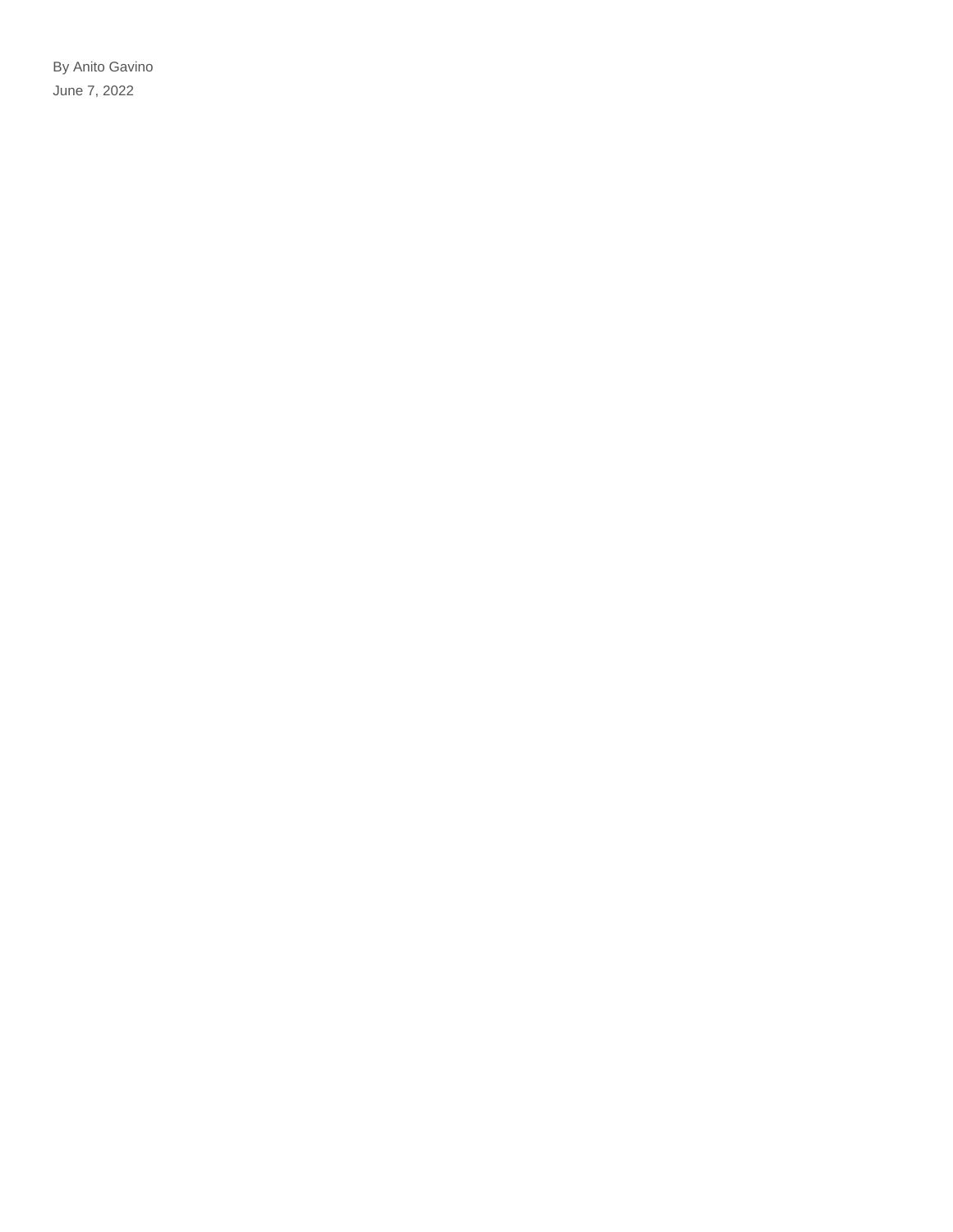By Anito Gavino
June 7, 2022